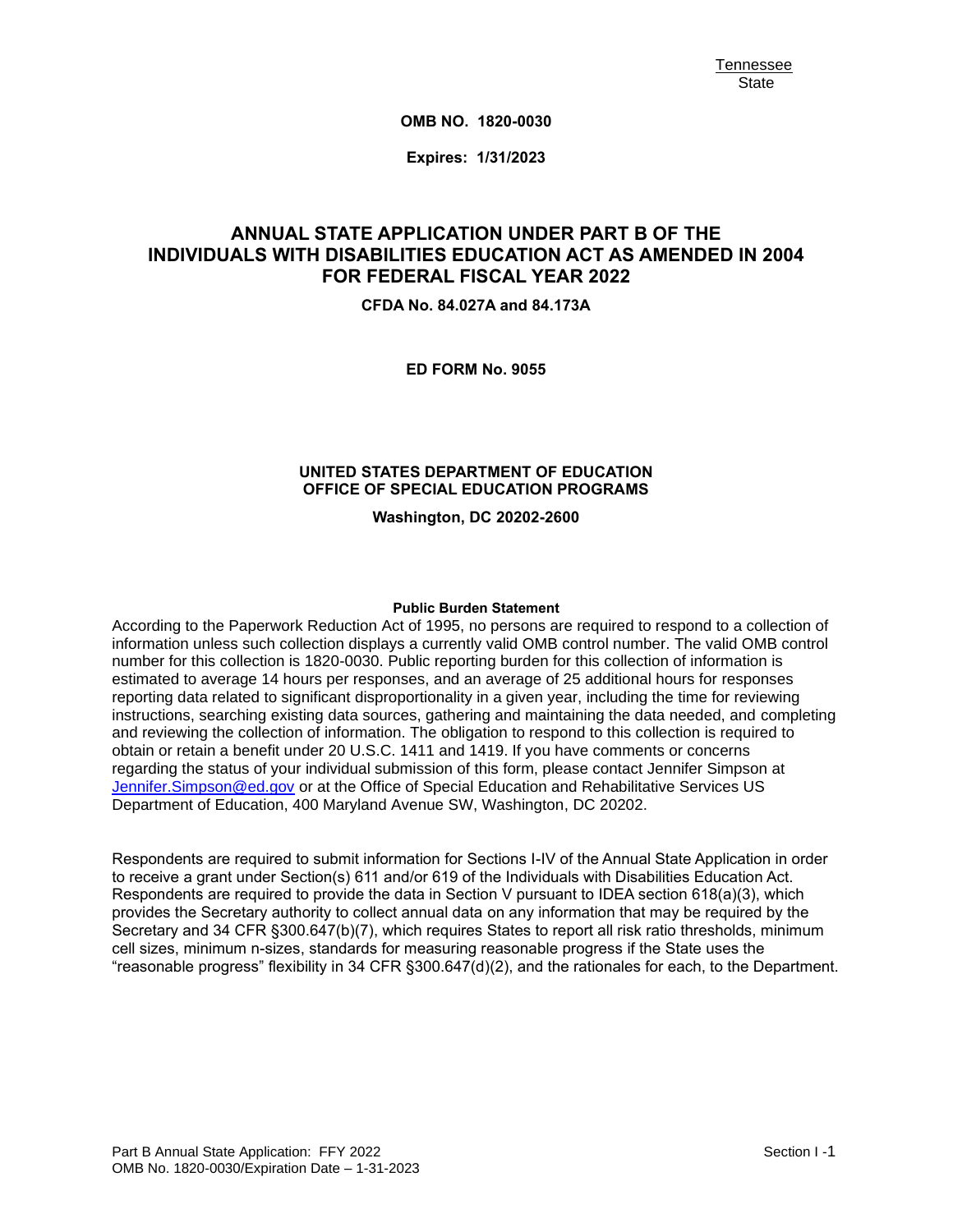Tennessee
State

**OMB NO. 1820-0030**

**Expires: 1/31/2023**

# ANNUAL STATE APPLICATION UNDER PART B OF THE INDIVIDUALS WITH DISABILITIES EDUCATION ACT AS AMENDED IN 2004 FOR FEDERAL FISCAL YEAR 2022

**CFDA No. 84.027A and 84.173A**

**ED FORM No. 9055**

**UNITED STATES DEPARTMENT OF EDUCATION**
**OFFICE OF SPECIAL EDUCATION PROGRAMS**

**Washington, DC 20202-2600**

**Public Burden Statement**

According to the Paperwork Reduction Act of 1995, no persons are required to respond to a collection of information unless such collection displays a currently valid OMB control number. The valid OMB control number for this collection is 1820-0030. Public reporting burden for this collection of information is estimated to average 14 hours per responses, and an average of 25 additional hours for responses reporting data related to significant disproportionality in a given year, including the time for reviewing instructions, searching existing data sources, gathering and maintaining the data needed, and completing and reviewing the collection of information. The obligation to respond to this collection is required to obtain or retain a benefit under 20 U.S.C. 1411 and 1419. If you have comments or concerns regarding the status of your individual submission of this form, please contact Jennifer Simpson at Jennifer.Simpson@ed.gov or at the Office of Special Education and Rehabilitative Services US Department of Education, 400 Maryland Avenue SW, Washington, DC 20202.

Respondents are required to submit information for Sections I-IV of the Annual State Application in order to receive a grant under Section(s) 611 and/or 619 of the Individuals with Disabilities Education Act. Respondents are required to provide the data in Section V pursuant to IDEA section 618(a)(3), which provides the Secretary authority to collect annual data on any information that may be required by the Secretary and 34 CFR §300.647(b)(7), which requires States to report all risk ratio thresholds, minimum cell sizes, minimum n-sizes, standards for measuring reasonable progress if the State uses the "reasonable progress" flexibility in 34 CFR §300.647(d)(2), and the rationales for each, to the Department.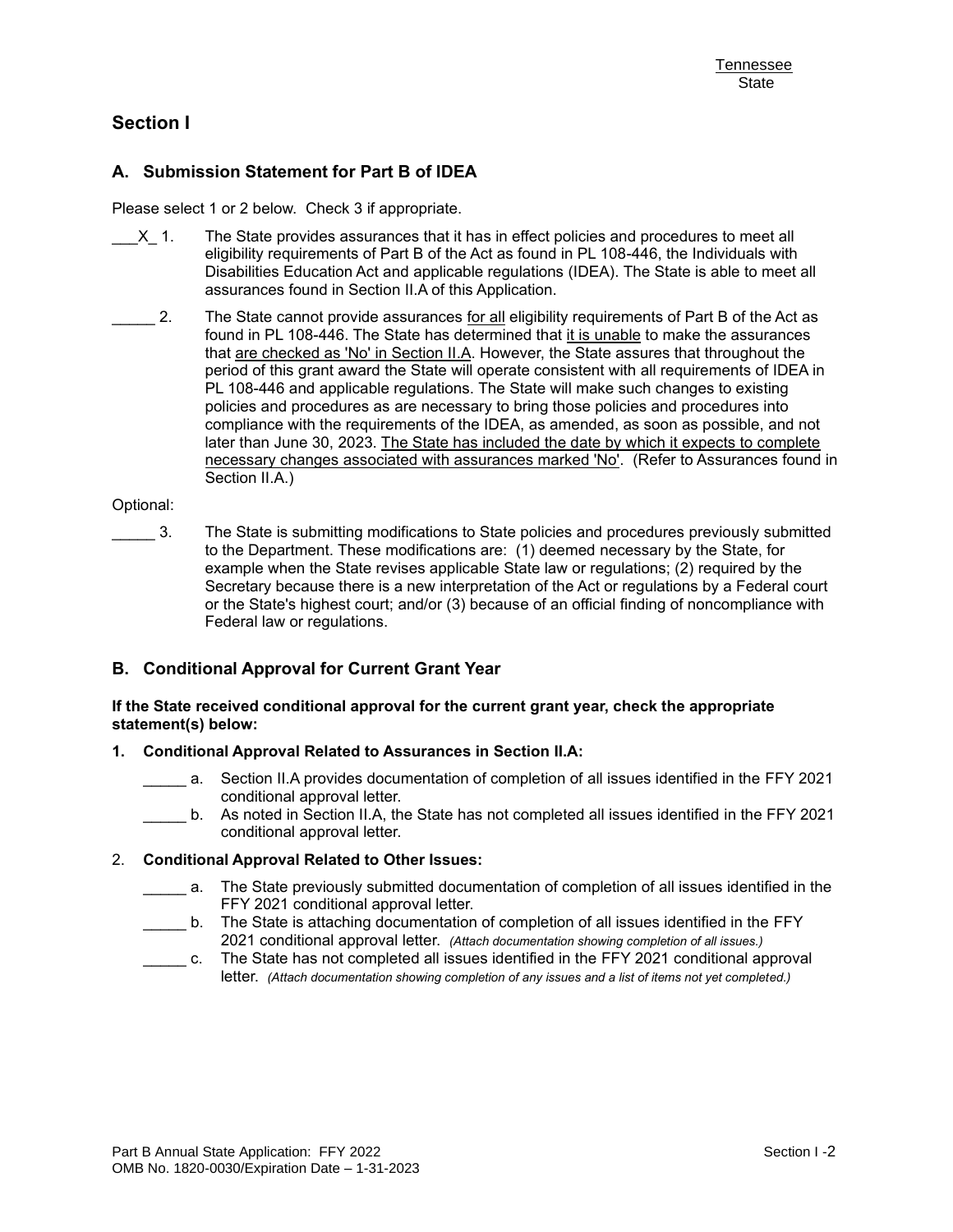Tennessee
State

## Section I

### A. Submission Statement for Part B of IDEA

Please select 1 or 2 below. Check 3 if appropriate.

___X_ 1. The State provides assurances that it has in effect policies and procedures to meet all eligibility requirements of Part B of the Act as found in PL 108-446, the Individuals with Disabilities Education Act and applicable regulations (IDEA). The State is able to meet all assurances found in Section II.A of this Application.

_____ 2. The State cannot provide assurances for all eligibility requirements of Part B of the Act as found in PL 108-446. The State has determined that it is unable to make the assurances that are checked as 'No' in Section II.A. However, the State assures that throughout the period of this grant award the State will operate consistent with all requirements of IDEA in PL 108-446 and applicable regulations. The State will make such changes to existing policies and procedures as are necessary to bring those policies and procedures into compliance with the requirements of the IDEA, as amended, as soon as possible, and not later than June 30, 2023. The State has included the date by which it expects to complete necessary changes associated with assurances marked 'No'. (Refer to Assurances found in Section II.A.)

Optional:

_____ 3. The State is submitting modifications to State policies and procedures previously submitted to the Department. These modifications are: (1) deemed necessary by the State, for example when the State revises applicable State law or regulations; (2) required by the Secretary because there is a new interpretation of the Act or regulations by a Federal court or the State's highest court; and/or (3) because of an official finding of noncompliance with Federal law or regulations.

### B. Conditional Approval for Current Grant Year

**If the State received conditional approval for the current grant year, check the appropriate statement(s) below:**

**1. Conditional Approval Related to Assurances in Section II.A:**

_____ a. Section II.A provides documentation of completion of all issues identified in the FFY 2021 conditional approval letter.

_____ b. As noted in Section II.A, the State has not completed all issues identified in the FFY 2021 conditional approval letter.

2. **Conditional Approval Related to Other Issues:**

_____ a. The State previously submitted documentation of completion of all issues identified in the FFY 2021 conditional approval letter.

_____ b. The State is attaching documentation of completion of all issues identified in the FFY 2021 conditional approval letter. *(Attach documentation showing completion of all issues.)*

_____ c. The State has not completed all issues identified in the FFY 2021 conditional approval letter. *(Attach documentation showing completion of any issues and a list of items not yet completed.)*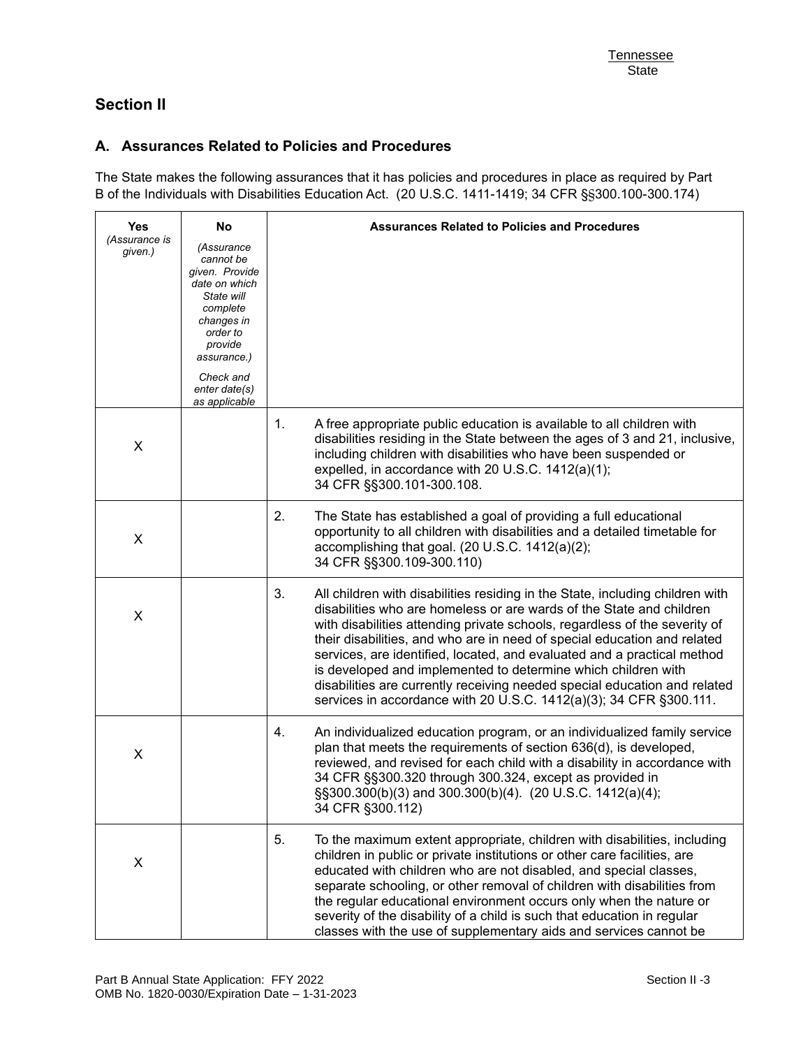Tennessee
State

## Section II

### A. Assurances Related to Policies and Procedures

The State makes the following assurances that it has policies and procedures in place as required by Part B of the Individuals with Disabilities Education Act. (20 U.S.C. 1411-1419; 34 CFR §§300.100-300.174)

| Yes *(Assurance is given.)* | No *(Assurance cannot be given. Provide date on which State will complete changes in order to provide assurance.)* *Check and enter date(s) as applicable* | Assurances Related to Policies and Procedures |
|---|---|---|
| X | | 1. A free appropriate public education is available to all children with disabilities residing in the State between the ages of 3 and 21, inclusive, including children with disabilities who have been suspended or expelled, in accordance with 20 U.S.C. 1412(a)(1); 34 CFR §§300.101-300.108. |
| X | | 2. The State has established a goal of providing a full educational opportunity to all children with disabilities and a detailed timetable for accomplishing that goal. (20 U.S.C. 1412(a)(2); 34 CFR §§300.109-300.110) |
| X | | 3. All children with disabilities residing in the State, including children with disabilities who are homeless or are wards of the State and children with disabilities attending private schools, regardless of the severity of their disabilities, and who are in need of special education and related services, are identified, located, and evaluated and a practical method is developed and implemented to determine which children with disabilities are currently receiving needed special education and related services in accordance with 20 U.S.C. 1412(a)(3); 34 CFR §300.111. |
| X | | 4. An individualized education program, or an individualized family service plan that meets the requirements of section 636(d), is developed, reviewed, and revised for each child with a disability in accordance with 34 CFR §§300.320 through 300.324, except as provided in §§300.300(b)(3) and 300.300(b)(4). (20 U.S.C. 1412(a)(4); 34 CFR §300.112) |
| X | | 5. To the maximum extent appropriate, children with disabilities, including children in public or private institutions or other care facilities, are educated with children who are not disabled, and special classes, separate schooling, or other removal of children with disabilities from the regular educational environment occurs only when the nature or severity of the disability of a child is such that education in regular classes with the use of supplementary aids and services cannot be |

Part B Annual State Application: FFY 2022
OMB No. 1820-0030/Expiration Date – 1-31-2023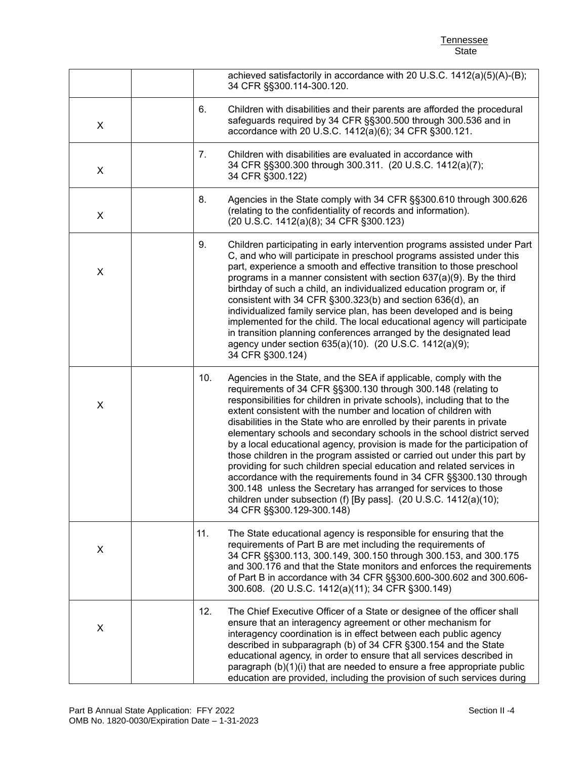| | | |
|---|---|---|
| | | achieved satisfactorily in accordance with 20 U.S.C. 1412(a)(5)(A)-(B); 34 CFR §§300.114-300.120. |
| X | | 6. Children with disabilities and their parents are afforded the procedural safeguards required by 34 CFR §§300.500 through 300.536 and in accordance with 20 U.S.C. 1412(a)(6); 34 CFR §300.121. |
| X | | 7. Children with disabilities are evaluated in accordance with 34 CFR §§300.300 through 300.311. (20 U.S.C. 1412(a)(7); 34 CFR §300.122) |
| X | | 8. Agencies in the State comply with 34 CFR §§300.610 through 300.626 (relating to the confidentiality of records and information). (20 U.S.C. 1412(a)(8); 34 CFR §300.123) |
| X | | 9. Children participating in early intervention programs assisted under Part C, and who will participate in preschool programs assisted under this part, experience a smooth and effective transition to those preschool programs in a manner consistent with section 637(a)(9). By the third birthday of such a child, an individualized education program or, if consistent with 34 CFR §300.323(b) and section 636(d), an individualized family service plan, has been developed and is being implemented for the child. The local educational agency will participate in transition planning conferences arranged by the designated lead agency under section 635(a)(10). (20 U.S.C. 1412(a)(9); 34 CFR §300.124) |
| X | | 10. Agencies in the State, and the SEA if applicable, comply with the requirements of 34 CFR §§300.130 through 300.148 (relating to responsibilities for children in private schools), including that to the extent consistent with the number and location of children with disabilities in the State who are enrolled by their parents in private elementary schools and secondary schools in the school district served by a local educational agency, provision is made for the participation of those children in the program assisted or carried out under this part by providing for such children special education and related services in accordance with the requirements found in 34 CFR §§300.130 through 300.148 unless the Secretary has arranged for services to those children under subsection (f) [By pass]. (20 U.S.C. 1412(a)(10); 34 CFR §§300.129-300.148) |
| X | | 11. The State educational agency is responsible for ensuring that the requirements of Part B are met including the requirements of 34 CFR §§300.113, 300.149, 300.150 through 300.153, and 300.175 and 300.176 and that the State monitors and enforces the requirements of Part B in accordance with 34 CFR §§300.600-300.602 and 300.606-300.608. (20 U.S.C. 1412(a)(11); 34 CFR §300.149) |
| X | | 12. The Chief Executive Officer of a State or designee of the officer shall ensure that an interagency agreement or other mechanism for interagency coordination is in effect between each public agency described in subparagraph (b) of 34 CFR §300.154 and the State educational agency, in order to ensure that all services described in paragraph (b)(1)(i) that are needed to ensure a free appropriate public education are provided, including the provision of such services during |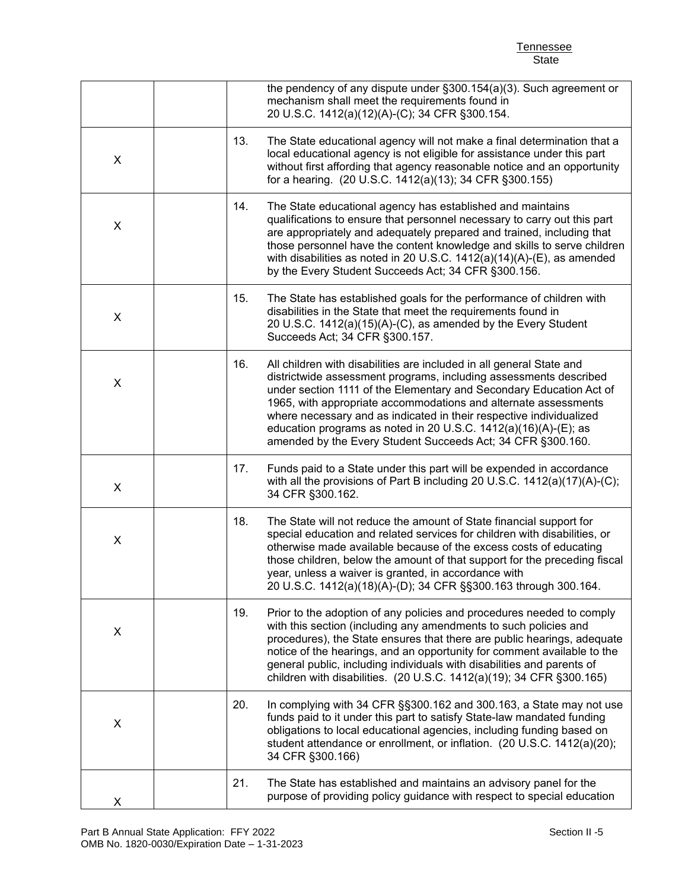| | | | |
|---|---|---|---|
| | | | the pendency of any dispute under §300.154(a)(3). Such agreement or mechanism shall meet the requirements found in 20 U.S.C. 1412(a)(12)(A)-(C); 34 CFR §300.154. |
| X | | 13. | The State educational agency will not make a final determination that a local educational agency is not eligible for assistance under this part without first affording that agency reasonable notice and an opportunity for a hearing. (20 U.S.C. 1412(a)(13); 34 CFR §300.155) |
| X | | 14. | The State educational agency has established and maintains qualifications to ensure that personnel necessary to carry out this part are appropriately and adequately prepared and trained, including that those personnel have the content knowledge and skills to serve children with disabilities as noted in 20 U.S.C. 1412(a)(14)(A)-(E), as amended by the Every Student Succeeds Act; 34 CFR §300.156. |
| X | | 15. | The State has established goals for the performance of children with disabilities in the State that meet the requirements found in 20 U.S.C. 1412(a)(15)(A)-(C), as amended by the Every Student Succeeds Act; 34 CFR §300.157. |
| X | | 16. | All children with disabilities are included in all general State and districtwide assessment programs, including assessments described under section 1111 of the Elementary and Secondary Education Act of 1965, with appropriate accommodations and alternate assessments where necessary and as indicated in their respective individualized education programs as noted in 20 U.S.C. 1412(a)(16)(A)-(E); as amended by the Every Student Succeeds Act; 34 CFR §300.160. |
| X | | 17. | Funds paid to a State under this part will be expended in accordance with all the provisions of Part B including 20 U.S.C. 1412(a)(17)(A)-(C); 34 CFR §300.162. |
| X | | 18. | The State will not reduce the amount of State financial support for special education and related services for children with disabilities, or otherwise made available because of the excess costs of educating those children, below the amount of that support for the preceding fiscal year, unless a waiver is granted, in accordance with 20 U.S.C. 1412(a)(18)(A)-(D); 34 CFR §§300.163 through 300.164. |
| X | | 19. | Prior to the adoption of any policies and procedures needed to comply with this section (including any amendments to such policies and procedures), the State ensures that there are public hearings, adequate notice of the hearings, and an opportunity for comment available to the general public, including individuals with disabilities and parents of children with disabilities. (20 U.S.C. 1412(a)(19); 34 CFR §300.165) |
| X | | 20. | In complying with 34 CFR §§300.162 and 300.163, a State may not use funds paid to it under this part to satisfy State-law mandated funding obligations to local educational agencies, including funding based on student attendance or enrollment, or inflation. (20 U.S.C. 1412(a)(20); 34 CFR §300.166) |
| X | | 21. | The State has established and maintains an advisory panel for the purpose of providing policy guidance with respect to special education |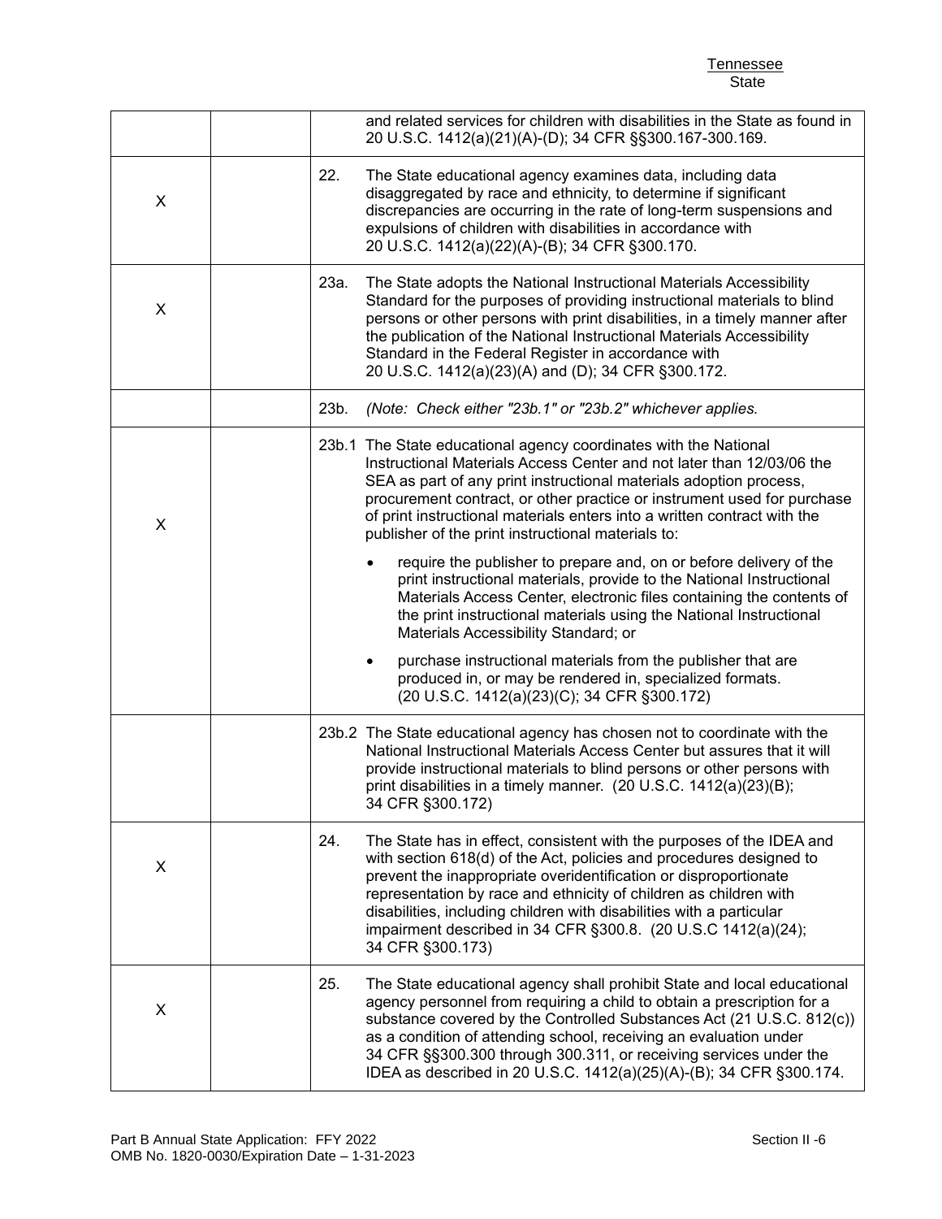| | | |
|---|---|---|
| | | and related services for children with disabilities in the State as found in 20 U.S.C. 1412(a)(21)(A)-(D); 34 CFR §§300.167-300.169. |
| X | | 22. The State educational agency examines data, including data disaggregated by race and ethnicity, to determine if significant discrepancies are occurring in the rate of long-term suspensions and expulsions of children with disabilities in accordance with 20 U.S.C. 1412(a)(22)(A)-(B); 34 CFR §300.170. |
| X | | 23a. The State adopts the National Instructional Materials Accessibility Standard for the purposes of providing instructional materials to blind persons or other persons with print disabilities, in a timely manner after the publication of the National Instructional Materials Accessibility Standard in the Federal Register in accordance with 20 U.S.C. 1412(a)(23)(A) and (D); 34 CFR §300.172. |
| | | 23b. *(Note: Check either "23b.1" or "23b.2" whichever applies.* |
| X | | 23b.1 The State educational agency coordinates with the National Instructional Materials Access Center and not later than 12/03/06 the SEA as part of any print instructional materials adoption process, procurement contract, or other practice or instrument used for purchase of print instructional materials enters into a written contract with the publisher of the print instructional materials to:<br>• require the publisher to prepare and, on or before delivery of the print instructional materials, provide to the National Instructional Materials Access Center, electronic files containing the contents of the print instructional materials using the National Instructional Materials Accessibility Standard; or<br>• purchase instructional materials from the publisher that are produced in, or may be rendered in, specialized formats. (20 U.S.C. 1412(a)(23)(C); 34 CFR §300.172) |
| | | 23b.2 The State educational agency has chosen not to coordinate with the National Instructional Materials Access Center but assures that it will provide instructional materials to blind persons or other persons with print disabilities in a timely manner. (20 U.S.C. 1412(a)(23)(B); 34 CFR §300.172) |
| X | | 24. The State has in effect, consistent with the purposes of the IDEA and with section 618(d) of the Act, policies and procedures designed to prevent the inappropriate overidentification or disproportionate representation by race and ethnicity of children as children with disabilities, including children with disabilities with a particular impairment described in 34 CFR §300.8. (20 U.S.C 1412(a)(24); 34 CFR §300.173) |
| X | | 25. The State educational agency shall prohibit State and local educational agency personnel from requiring a child to obtain a prescription for a substance covered by the Controlled Substances Act (21 U.S.C. 812(c)) as a condition of attending school, receiving an evaluation under 34 CFR §§300.300 through 300.311, or receiving services under the IDEA as described in 20 U.S.C. 1412(a)(25)(A)-(B); 34 CFR §300.174. |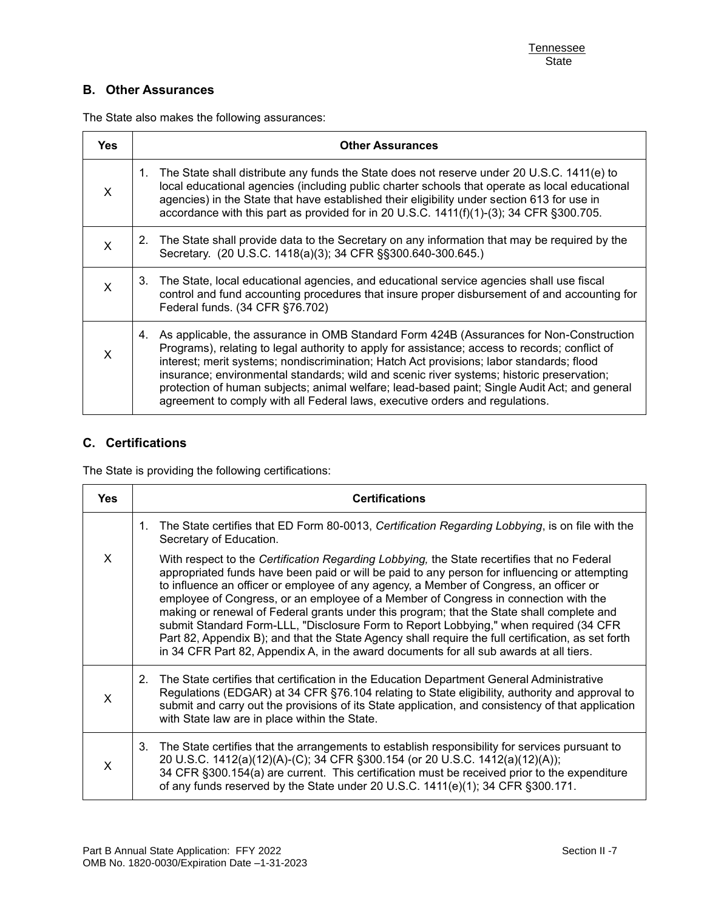Tennessee
State

## B. Other Assurances

The State also makes the following assurances:

| Yes | Other Assurances |
|---|---|
| X | 1. The State shall distribute any funds the State does not reserve under 20 U.S.C. 1411(e) to local educational agencies (including public charter schools that operate as local educational agencies) in the State that have established their eligibility under section 613 for use in accordance with this part as provided for in 20 U.S.C. 1411(f)(1)-(3); 34 CFR §300.705. |
| X | 2. The State shall provide data to the Secretary on any information that may be required by the Secretary. (20 U.S.C. 1418(a)(3); 34 CFR §§300.640-300.645.) |
| X | 3. The State, local educational agencies, and educational service agencies shall use fiscal control and fund accounting procedures that insure proper disbursement of and accounting for Federal funds. (34 CFR §76.702) |
| X | 4. As applicable, the assurance in OMB Standard Form 424B (Assurances for Non-Construction Programs), relating to legal authority to apply for assistance; access to records; conflict of interest; merit systems; nondiscrimination; Hatch Act provisions; labor standards; flood insurance; environmental standards; wild and scenic river systems; historic preservation; protection of human subjects; animal welfare; lead-based paint; Single Audit Act; and general agreement to comply with all Federal laws, executive orders and regulations. |

## C. Certifications

The State is providing the following certifications:

| Yes | Certifications |
|---|---|
| X | 1. The State certifies that ED Form 80-0013, *Certification Regarding Lobbying*, is on file with the Secretary of Education.<br><br>With respect to the *Certification Regarding Lobbying,* the State recertifies that no Federal appropriated funds have been paid or will be paid to any person for influencing or attempting to influence an officer or employee of any agency, a Member of Congress, an officer or employee of Congress, or an employee of a Member of Congress in connection with the making or renewal of Federal grants under this program; that the State shall complete and submit Standard Form-LLL, "Disclosure Form to Report Lobbying," when required (34 CFR Part 82, Appendix B); and that the State Agency shall require the full certification, as set forth in 34 CFR Part 82, Appendix A, in the award documents for all sub awards at all tiers. |
| X | 2. The State certifies that certification in the Education Department General Administrative Regulations (EDGAR) at 34 CFR §76.104 relating to State eligibility, authority and approval to submit and carry out the provisions of its State application, and consistency of that application with State law are in place within the State. |
| X | 3. The State certifies that the arrangements to establish responsibility for services pursuant to 20 U.S.C. 1412(a)(12)(A)-(C); 34 CFR §300.154 (or 20 U.S.C. 1412(a)(12)(A)); 34 CFR §300.154(a) are current. This certification must be received prior to the expenditure of any funds reserved by the State under 20 U.S.C. 1411(e)(1); 34 CFR §300.171. |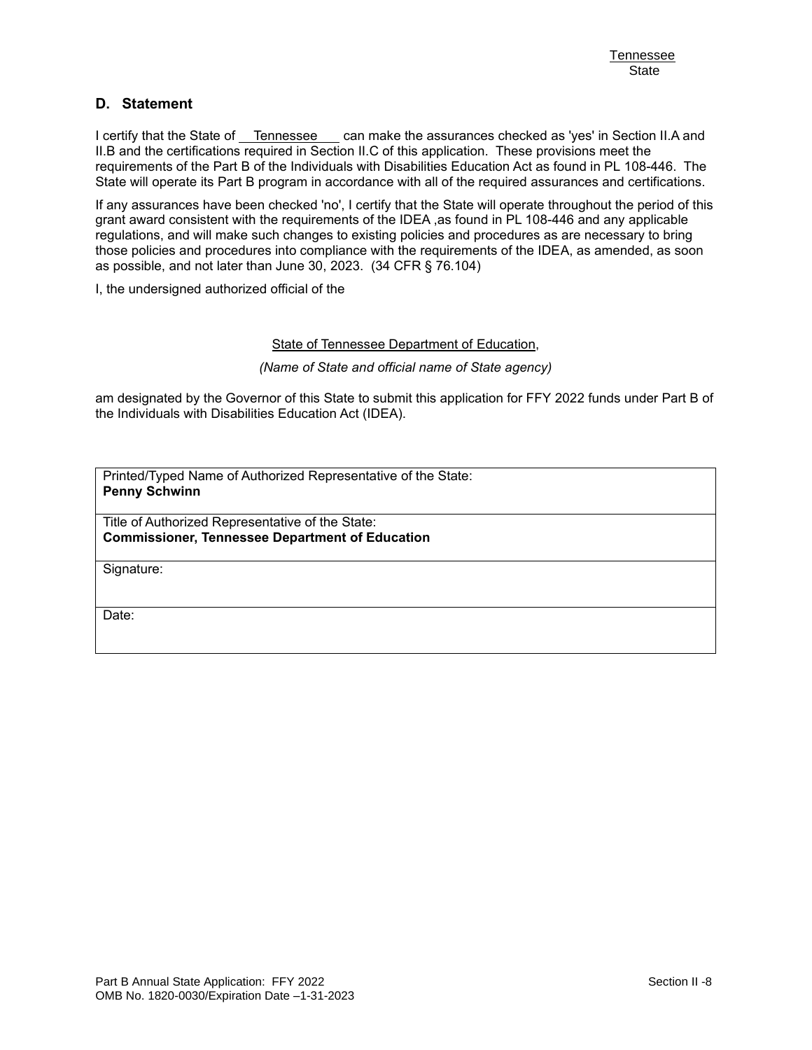Tennessee
State

## D. Statement

I certify that the State of Tennessee can make the assurances checked as 'yes' in Section II.A and II.B and the certifications required in Section II.C of this application. These provisions meet the requirements of the Part B of the Individuals with Disabilities Education Act as found in PL 108-446. The State will operate its Part B program in accordance with all of the required assurances and certifications.

If any assurances have been checked 'no', I certify that the State will operate throughout the period of this grant award consistent with the requirements of the IDEA ,as found in PL 108-446 and any applicable regulations, and will make such changes to existing policies and procedures as are necessary to bring those policies and procedures into compliance with the requirements of the IDEA, as amended, as soon as possible, and not later than June 30, 2023. (34 CFR § 76.104)

I, the undersigned authorized official of the

State of Tennessee Department of Education,

*(Name of State and official name of State agency)*

am designated by the Governor of this State to submit this application for FFY 2022 funds under Part B of the Individuals with Disabilities Education Act (IDEA).

| Printed/Typed Name of Authorized Representative of the State: **Penny Schwinn** |
|---|
| Title of Authorized Representative of the State: **Commissioner, Tennessee Department of Education** |
| Signature: |
| Date: |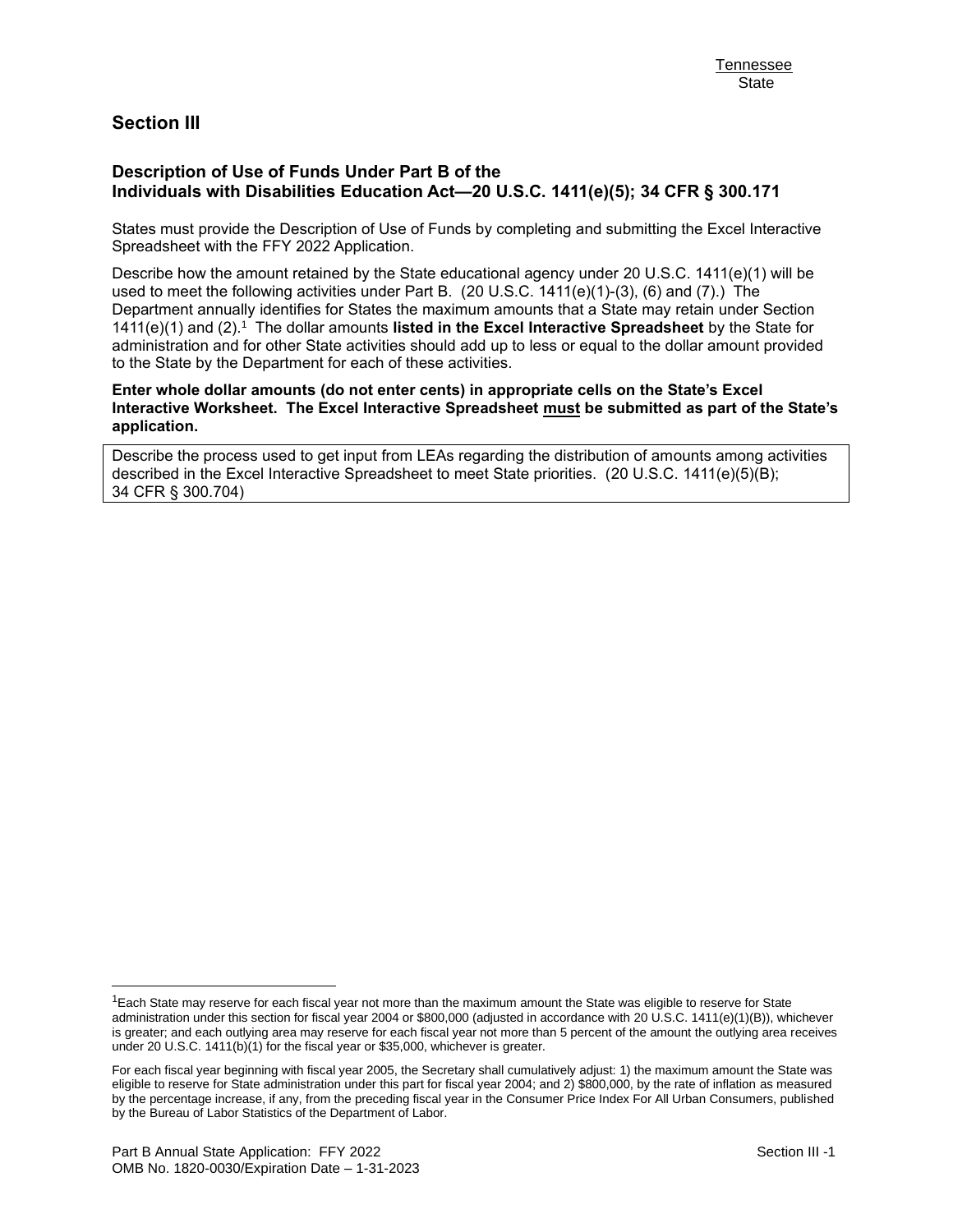Tennessee
State

## Section III

### Description of Use of Funds Under Part B of the Individuals with Disabilities Education Act—20 U.S.C. 1411(e)(5); 34 CFR § 300.171

States must provide the Description of Use of Funds by completing and submitting the Excel Interactive Spreadsheet with the FFY 2022 Application.

Describe how the amount retained by the State educational agency under 20 U.S.C. 1411(e)(1) will be used to meet the following activities under Part B. (20 U.S.C. 1411(e)(1)-(3), (6) and (7).) The Department annually identifies for States the maximum amounts that a State may retain under Section 1411(e)(1) and (2).[1] The dollar amounts **listed in the Excel Interactive Spreadsheet** by the State for administration and for other State activities should add up to less or equal to the dollar amount provided to the State by the Department for each of these activities.

**Enter whole dollar amounts (do not enter cents) in appropriate cells on the State's Excel Interactive Worksheet. The Excel Interactive Spreadsheet must be submitted as part of the State's application.**

| Describe the process used to get input from LEAs regarding the distribution of amounts among activities described in the Excel Interactive Spreadsheet to meet State priorities. (20 U.S.C. 1411(e)(5)(B); 34 CFR § 300.704) |
| --- |

[1]Each State may reserve for each fiscal year not more than the maximum amount the State was eligible to reserve for State administration under this section for fiscal year 2004 or $800,000 (adjusted in accordance with 20 U.S.C. 1411(e)(1)(B)), whichever is greater; and each outlying area may reserve for each fiscal year not more than 5 percent of the amount the outlying area receives under 20 U.S.C. 1411(b)(1) for the fiscal year or $35,000, whichever is greater.

For each fiscal year beginning with fiscal year 2005, the Secretary shall cumulatively adjust: 1) the maximum amount the State was eligible to reserve for State administration under this part for fiscal year 2004; and 2) $800,000, by the rate of inflation as measured by the percentage increase, if any, from the preceding fiscal year in the Consumer Price Index For All Urban Consumers, published by the Bureau of Labor Statistics of the Department of Labor.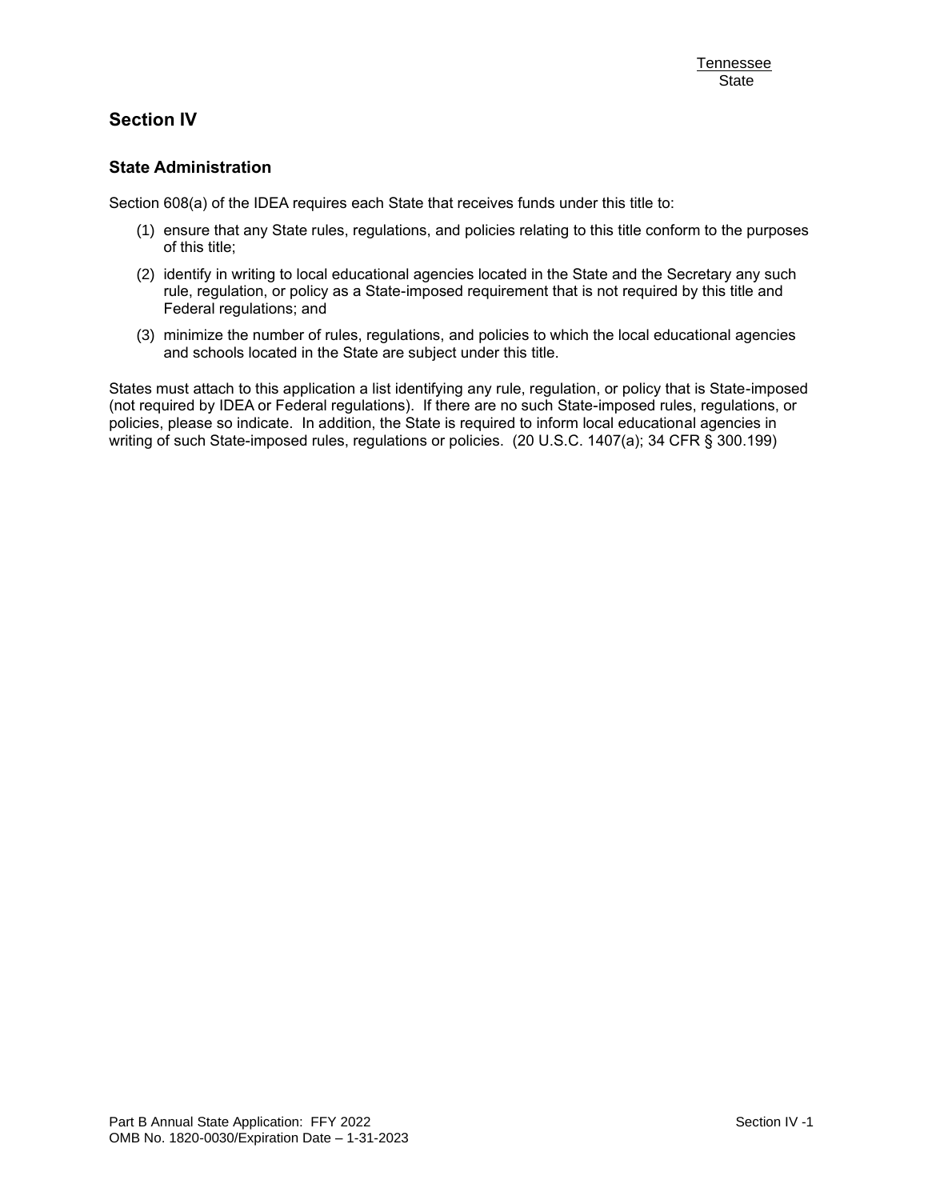Tennessee
State

## Section IV

### State Administration

Section 608(a) of the IDEA requires each State that receives funds under this title to:

(1) ensure that any State rules, regulations, and policies relating to this title conform to the purposes of this title;

(2) identify in writing to local educational agencies located in the State and the Secretary any such rule, regulation, or policy as a State-imposed requirement that is not required by this title and Federal regulations; and

(3) minimize the number of rules, regulations, and policies to which the local educational agencies and schools located in the State are subject under this title.

States must attach to this application a list identifying any rule, regulation, or policy that is State-imposed (not required by IDEA or Federal regulations). If there are no such State-imposed rules, regulations, or policies, please so indicate. In addition, the State is required to inform local educational agencies in writing of such State-imposed rules, regulations or policies. (20 U.S.C. 1407(a); 34 CFR § 300.199)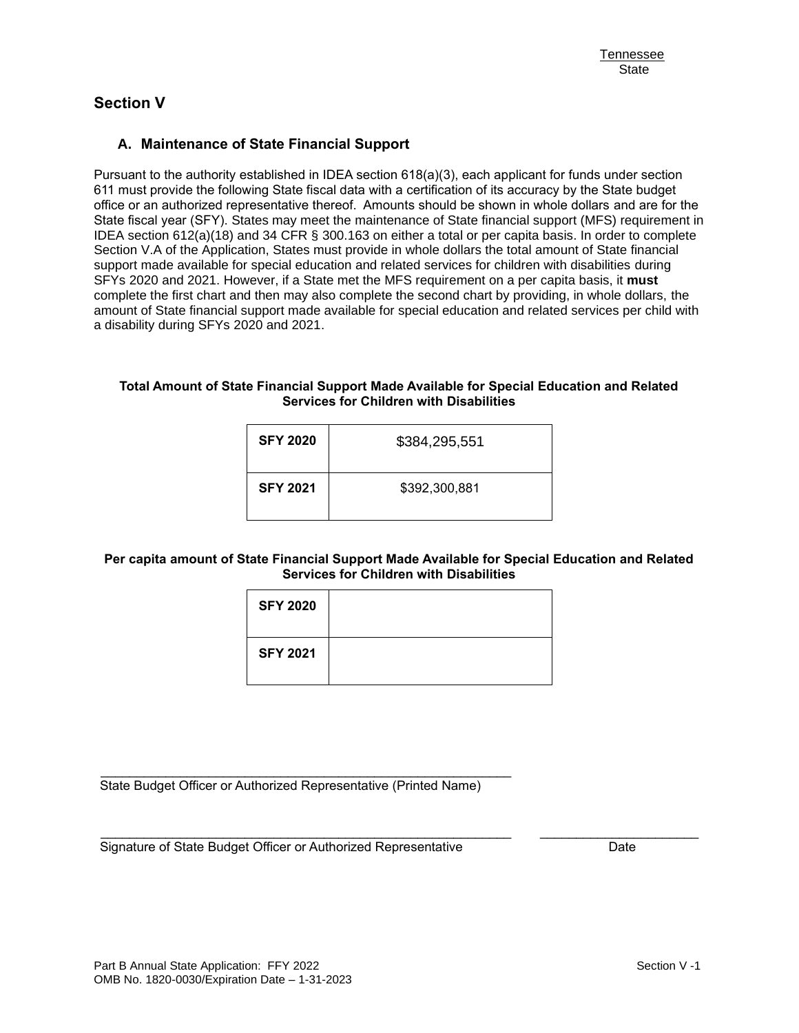Tennessee
State

## Section V

### A. Maintenance of State Financial Support

Pursuant to the authority established in IDEA section 618(a)(3), each applicant for funds under section 611 must provide the following State fiscal data with a certification of its accuracy by the State budget office or an authorized representative thereof. Amounts should be shown in whole dollars and are for the State fiscal year (SFY). States may meet the maintenance of State financial support (MFS) requirement in IDEA section 612(a)(18) and 34 CFR § 300.163 on either a total or per capita basis. In order to complete Section V.A of the Application, States must provide in whole dollars the total amount of State financial support made available for special education and related services for children with disabilities during SFYs 2020 and 2021. However, if a State met the MFS requirement on a per capita basis, it **must** complete the first chart and then may also complete the second chart by providing, in whole dollars, the amount of State financial support made available for special education and related services per child with a disability during SFYs 2020 and 2021.

**Total Amount of State Financial Support Made Available for Special Education and Related Services for Children with Disabilities**

| | |
|---|---|
| **SFY 2020** | $384,295,551 |
| **SFY 2021** | $392,300,881 |

**Per capita amount of State Financial Support Made Available for Special Education and Related Services for Children with Disabilities**

| | |
|---|---|
| **SFY 2020** | |
| **SFY 2021** | |

\_\_\_\_\_\_\_\_\_\_\_\_\_\_\_\_\_\_\_\_\_\_\_\_\_\_\_\_\_\_\_\_\_\_\_\_\_\_\_\_\_\_\_\_\_\_\_\_\_\_\_\_\_\_
State Budget Officer or Authorized Representative (Printed Name)

\_\_\_\_\_\_\_\_\_\_\_\_\_\_\_\_\_\_\_\_\_\_\_\_\_\_\_\_\_\_\_\_\_\_\_\_\_\_\_\_\_\_\_\_\_\_\_\_\_\_\_\_\_\_ \_\_\_\_\_\_\_\_\_\_\_\_\_\_\_\_\_\_\_\_\_\_
Signature of State Budget Officer or Authorized Representative Date

Part B Annual State Application: FFY 2022
OMB No. 1820-0030/Expiration Date – 1-31-2023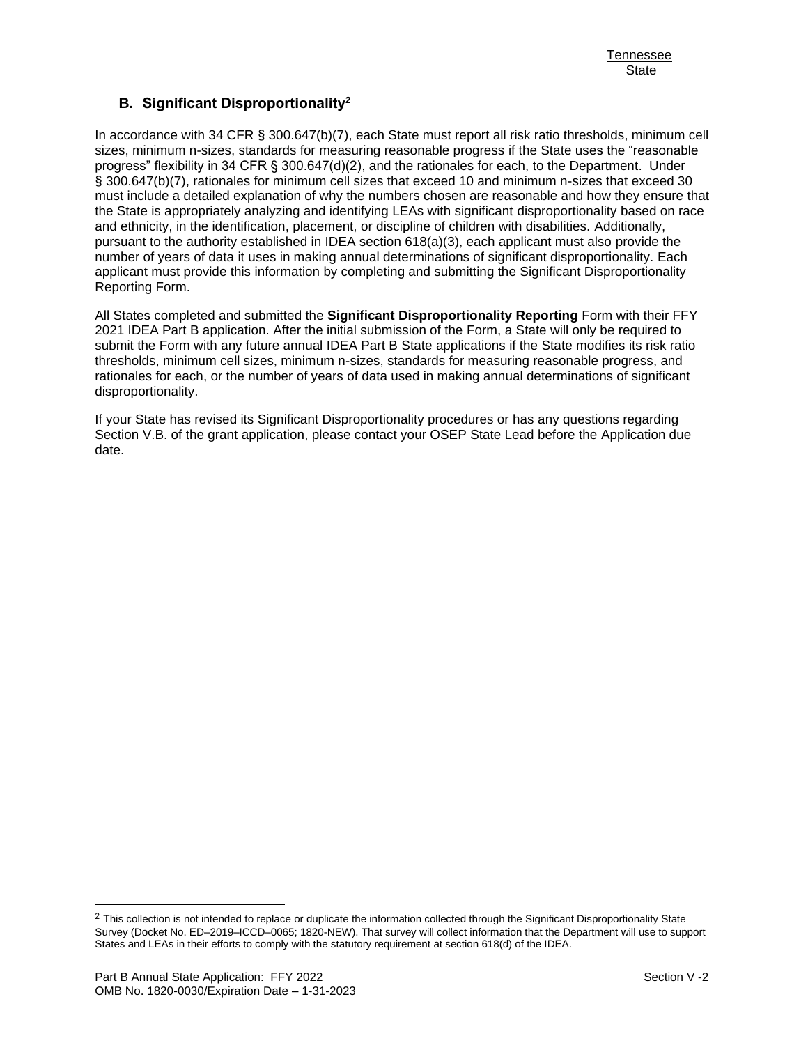Tennessee
State

## B. Significant Disproportionality[2]

In accordance with 34 CFR § 300.647(b)(7), each State must report all risk ratio thresholds, minimum cell sizes, minimum n-sizes, standards for measuring reasonable progress if the State uses the "reasonable progress" flexibility in 34 CFR § 300.647(d)(2), and the rationales for each, to the Department. Under § 300.647(b)(7), rationales for minimum cell sizes that exceed 10 and minimum n-sizes that exceed 30 must include a detailed explanation of why the numbers chosen are reasonable and how they ensure that the State is appropriately analyzing and identifying LEAs with significant disproportionality based on race and ethnicity, in the identification, placement, or discipline of children with disabilities. Additionally, pursuant to the authority established in IDEA section 618(a)(3), each applicant must also provide the number of years of data it uses in making annual determinations of significant disproportionality. Each applicant must provide this information by completing and submitting the Significant Disproportionality Reporting Form.

All States completed and submitted the **Significant Disproportionality Reporting** Form with their FFY 2021 IDEA Part B application. After the initial submission of the Form, a State will only be required to submit the Form with any future annual IDEA Part B State applications if the State modifies its risk ratio thresholds, minimum cell sizes, minimum n-sizes, standards for measuring reasonable progress, and rationales for each, or the number of years of data used in making annual determinations of significant disproportionality.

If your State has revised its Significant Disproportionality procedures or has any questions regarding Section V.B. of the grant application, please contact your OSEP State Lead before the Application due date.

[2] This collection is not intended to replace or duplicate the information collected through the Significant Disproportionality State Survey (Docket No. ED–2019–ICCD–0065; 1820-NEW). That survey will collect information that the Department will use to support States and LEAs in their efforts to comply with the statutory requirement at section 618(d) of the IDEA.